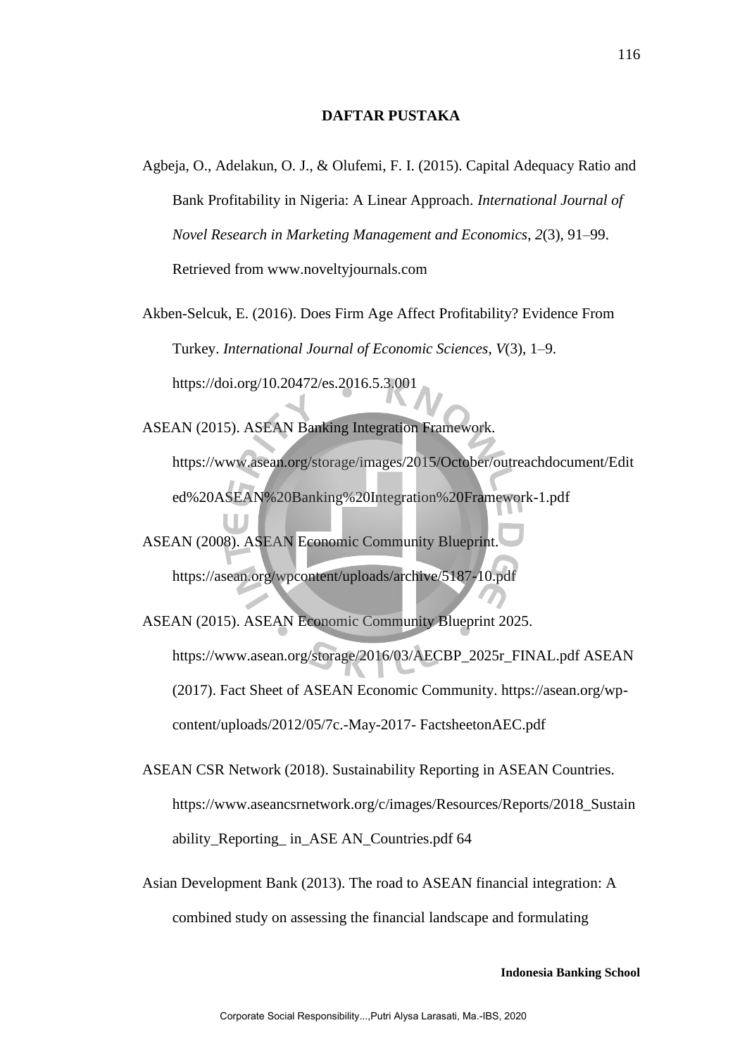# DAFTAR PUSTAKA

Agbeja, O., Adelakun, O. J., & Olufemi, F. I. (2015). Capital Adequacy Ratio and Bank Profitability in Nigeria: A Linear Approach. *International Journal of Novel Research in Marketing Management and Economics*, *2*(3), 91–99. Retrieved from www.noveltyjournals.com

Akben-Selcuk, E. (2016). Does Firm Age Affect Profitability? Evidence From Turkey. *International Journal of Economic Sciences*, *V*(3), 1–9. https://doi.org/10.20472/es.2016.5.3.001

ASEAN (2015). ASEAN Banking Integration Framework. https://www.asean.org/storage/images/2015/October/outreachdocument/Edited%20ASEAN%20Banking%20Integration%20Framework-1.pdf

ASEAN (2008). ASEAN Economic Community Blueprint. https://asean.org/wpcontent/uploads/archive/5187-10.pdf

ASEAN (2015). ASEAN Economic Community Blueprint 2025. https://www.asean.org/storage/2016/03/AECBP_2025r_FINAL.pdf ASEAN (2017). Fact Sheet of ASEAN Economic Community. https://asean.org/wp-content/uploads/2012/05/7c.-May-2017- FactsheetonAEC.pdf

ASEAN CSR Network (2018). Sustainability Reporting in ASEAN Countries. https://www.aseancsrnetwork.org/c/images/Resources/Reports/2018_Sustainability_Reporting_ in_ASE AN_Countries.pdf 64

Asian Development Bank (2013). The road to ASEAN financial integration: A combined study on assessing the financial landscape and formulating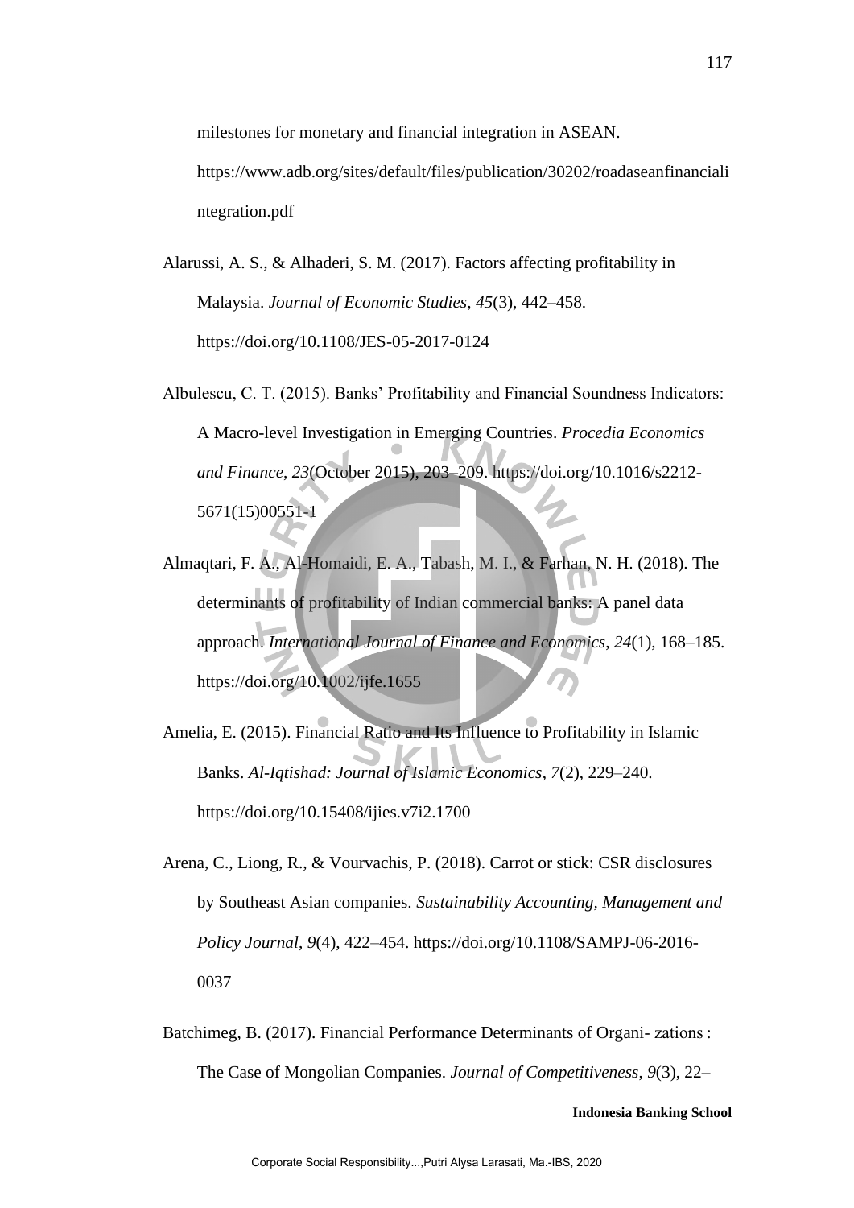milestones for monetary and financial integration in ASEAN. https://www.adb.org/sites/default/files/publication/30202/roadaseanfinancialintegration.pdf

Alarussi, A. S., & Alhaderi, S. M. (2017). Factors affecting profitability in Malaysia. *Journal of Economic Studies*, *45*(3), 442–458. https://doi.org/10.1108/JES-05-2017-0124

Albulescu, C. T. (2015). Banks' Profitability and Financial Soundness Indicators: A Macro-level Investigation in Emerging Countries. *Procedia Economics and Finance*, *23*(October 2015), 203–209. https://doi.org/10.1016/s2212-5671(15)00551-1

Almaqtari, F. A., Al-Homaidi, E. A., Tabash, M. I., & Farhan, N. H. (2018). The determinants of profitability of Indian commercial banks: A panel data approach. *International Journal of Finance and Economics*, *24*(1), 168–185. https://doi.org/10.1002/ijfe.1655

Amelia, E. (2015). Financial Ratio and Its Influence to Profitability in Islamic Banks. *Al-Iqtishad: Journal of Islamic Economics*, *7*(2), 229–240. https://doi.org/10.15408/ijies.v7i2.1700

Arena, C., Liong, R., & Vourvachis, P. (2018). Carrot or stick: CSR disclosures by Southeast Asian companies. *Sustainability Accounting, Management and Policy Journal*, *9*(4), 422–454. https://doi.org/10.1108/SAMPJ-06-2016-0037

Batchimeg, B. (2017). Financial Performance Determinants of Organi- zations : The Case of Mongolian Companies. *Journal of Competitiveness*, *9*(3), 22–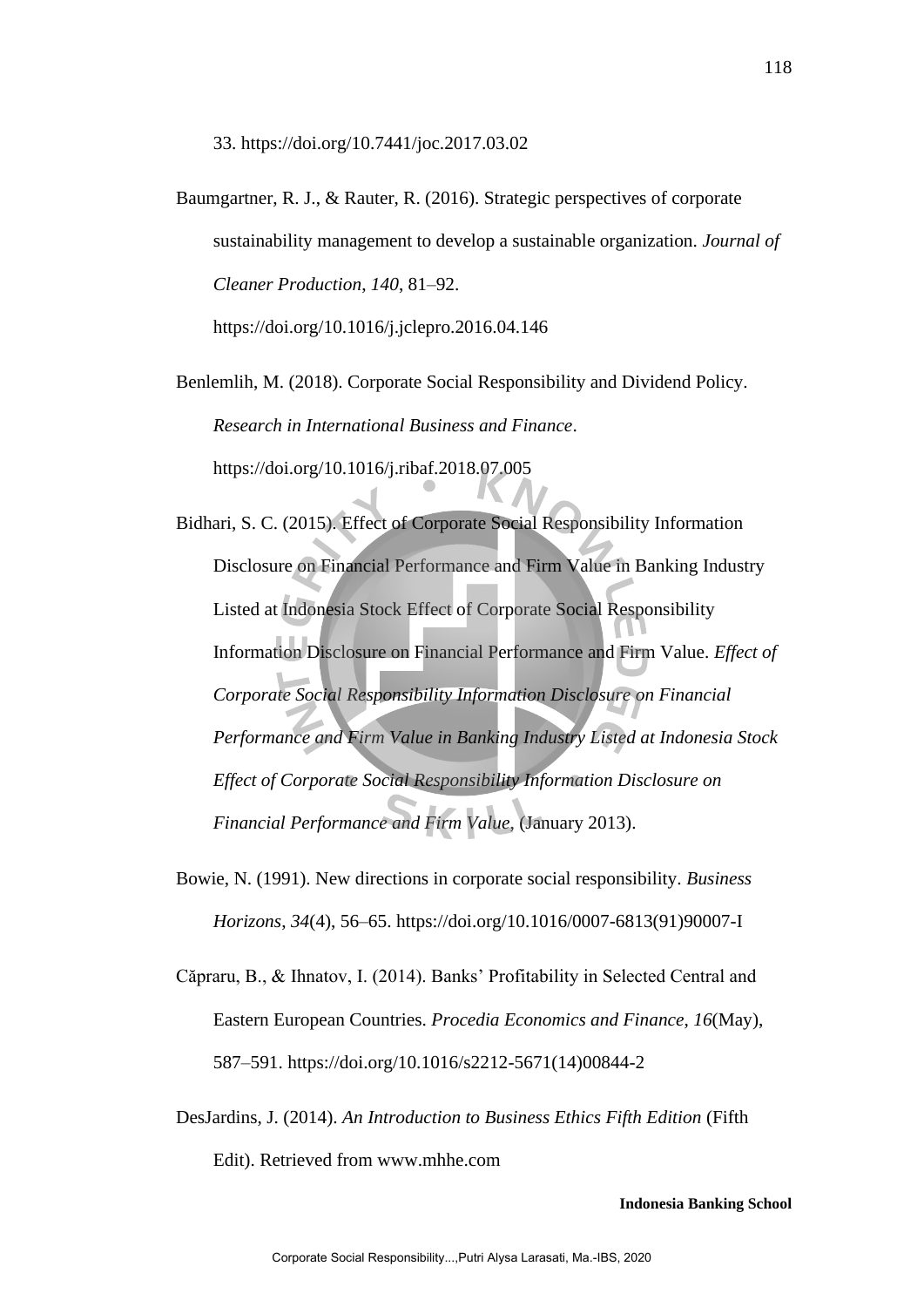33. https://doi.org/10.7441/joc.2017.03.02

Baumgartner, R. J., & Rauter, R. (2016). Strategic perspectives of corporate sustainability management to develop a sustainable organization. *Journal of Cleaner Production*, *140*, 81–92. https://doi.org/10.1016/j.jclepro.2016.04.146

Benlemlih, M. (2018). Corporate Social Responsibility and Dividend Policy. *Research in International Business and Finance*. https://doi.org/10.1016/j.ribaf.2018.07.005

Bidhari, S. C. (2015). Effect of Corporate Social Responsibility Information Disclosure on Financial Performance and Firm Value in Banking Industry Listed at Indonesia Stock Effect of Corporate Social Responsibility Information Disclosure on Financial Performance and Firm Value. *Effect of Corporate Social Responsibility Information Disclosure on Financial Performance and Firm Value in Banking Industry Listed at Indonesia Stock Effect of Corporate Social Responsibility Information Disclosure on Financial Performance and Firm Value*, (January 2013).

Bowie, N. (1991). New directions in corporate social responsibility. *Business Horizons*, *34*(4), 56–65. https://doi.org/10.1016/0007-6813(91)90007-I

Căpraru, B., & Ihnatov, I. (2014). Banks' Profitability in Selected Central and Eastern European Countries. *Procedia Economics and Finance*, *16*(May), 587–591. https://doi.org/10.1016/s2212-5671(14)00844-2

DesJardins, J. (2014). *An Introduction to Business Ethics Fifth Edition* (Fifth Edit). Retrieved from www.mhhe.com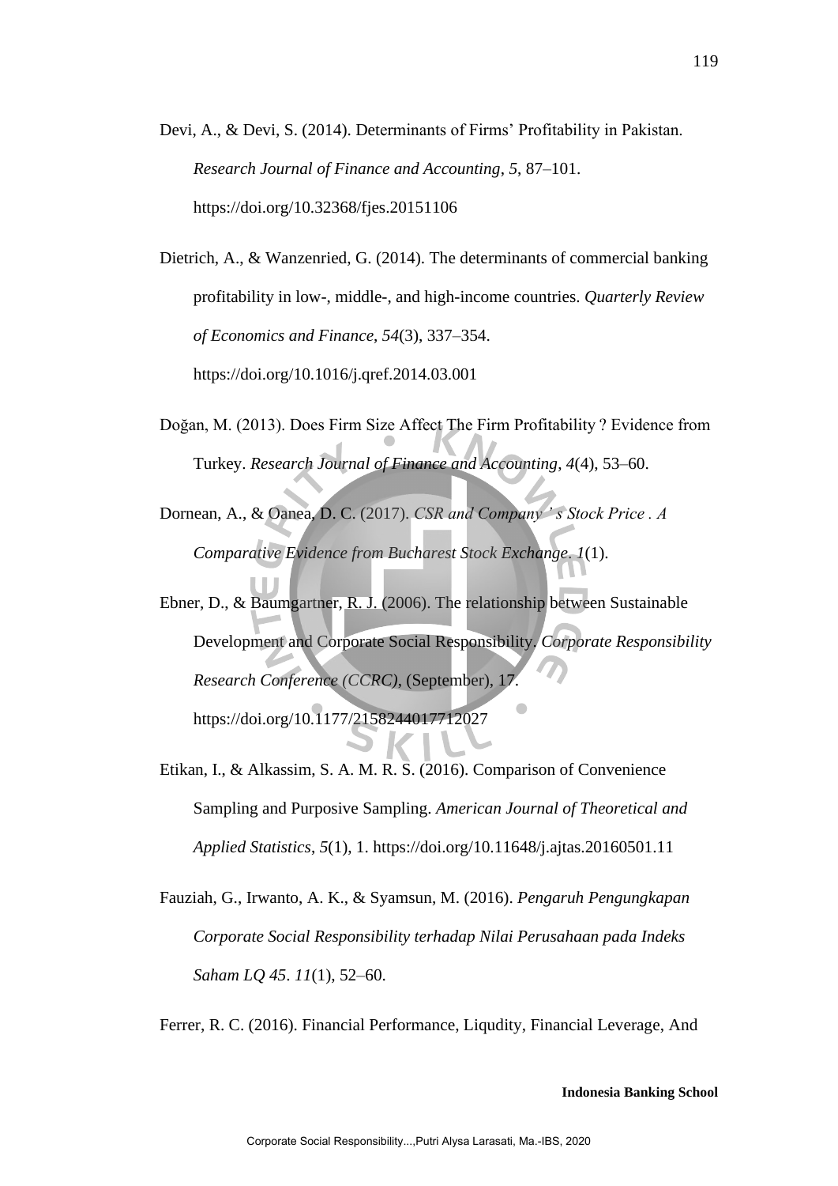Devi, A., & Devi, S. (2014). Determinants of Firms' Profitability in Pakistan. *Research Journal of Finance and Accounting*, *5*, 87–101. https://doi.org/10.32368/fjes.20151106

Dietrich, A., & Wanzenried, G. (2014). The determinants of commercial banking profitability in low-, middle-, and high-income countries. *Quarterly Review of Economics and Finance*, *54*(3), 337–354. https://doi.org/10.1016/j.qref.2014.03.001

Doğan, M. (2013). Does Firm Size Affect The Firm Profitability ? Evidence from Turkey. *Research Journal of Finance and Accounting*, *4*(4), 53–60.

Dornean, A., & Oanea, D. C. (2017). *CSR and Company ' s Stock Price . A Comparative Evidence from Bucharest Stock Exchange*. *1*(1).

Ebner, D., & Baumgartner, R. J. (2006). The relationship between Sustainable Development and Corporate Social Responsibility. *Corporate Responsibility Research Conference (CCRC)*, (September), 17. https://doi.org/10.1177/2158244017712027

Etikan, I., & Alkassim, S. A. M. R. S. (2016). Comparison of Convenience Sampling and Purposive Sampling. *American Journal of Theoretical and Applied Statistics*, *5*(1), 1. https://doi.org/10.11648/j.ajtas.20160501.11

Fauziah, G., Irwanto, A. K., & Syamsun, M. (2016). *Pengaruh Pengungkapan Corporate Social Responsibility terhadap Nilai Perusahaan pada Indeks Saham LQ 45*. *11*(1), 52–60.

Ferrer, R. C. (2016). Financial Performance, Liqudity, Financial Leverage, And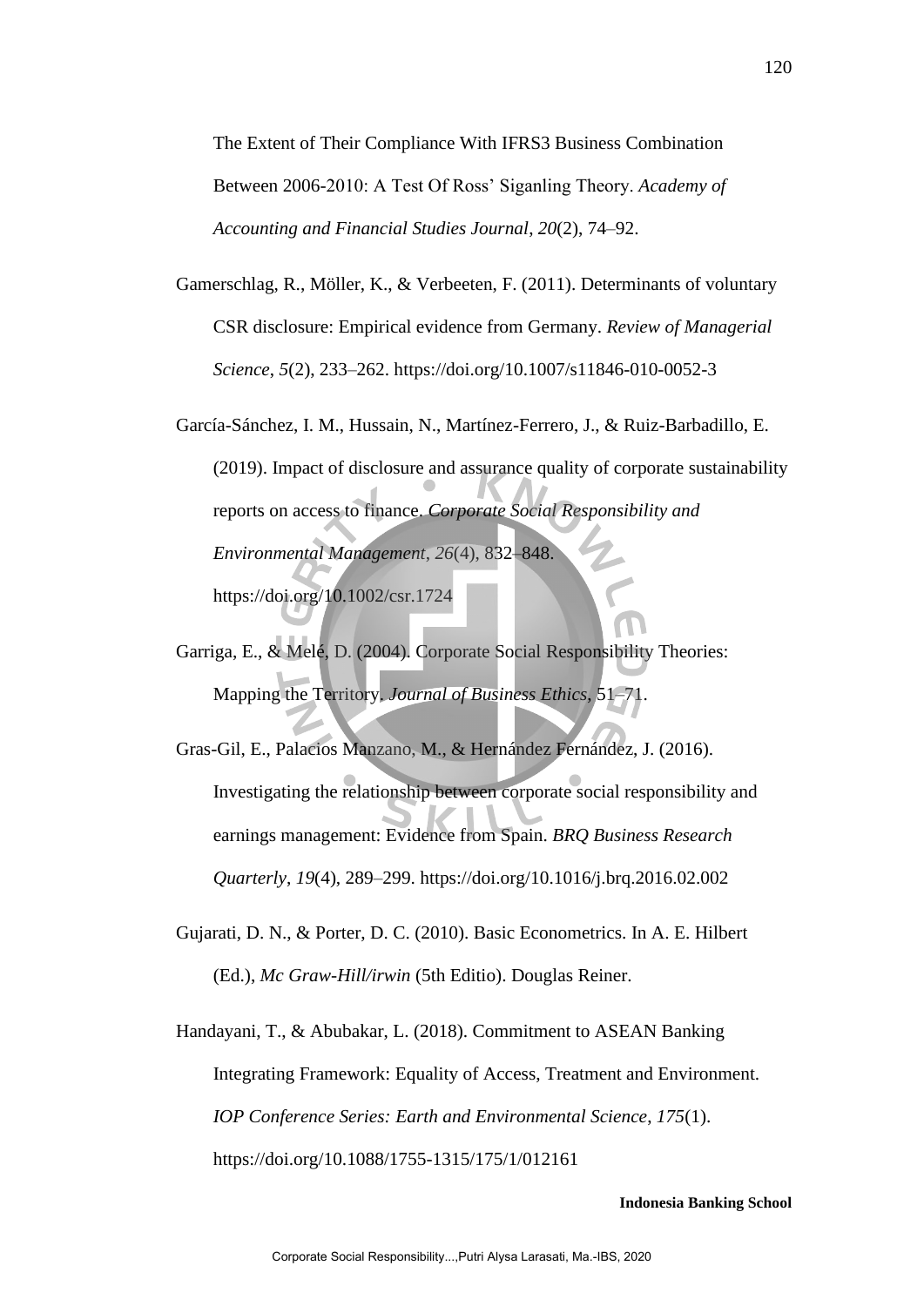The Extent of Their Compliance With IFRS3 Business Combination Between 2006-2010: A Test Of Ross' Siganling Theory. *Academy of Accounting and Financial Studies Journal*, *20*(2), 74–92.

Gamerschlag, R., Möller, K., & Verbeeten, F. (2011). Determinants of voluntary CSR disclosure: Empirical evidence from Germany. *Review of Managerial Science*, *5*(2), 233–262. https://doi.org/10.1007/s11846-010-0052-3

García-Sánchez, I. M., Hussain, N., Martínez-Ferrero, J., & Ruiz-Barbadillo, E. (2019). Impact of disclosure and assurance quality of corporate sustainability reports on access to finance. *Corporate Social Responsibility and Environmental Management*, *26*(4), 832–848. https://doi.org/10.1002/csr.1724

Garriga, E., & Melé, D. (2004). Corporate Social Responsibility Theories: Mapping the Territory. *Journal of Business Ethics*, 51–71.

Gras-Gil, E., Palacios Manzano, M., & Hernández Fernández, J. (2016). Investigating the relationship between corporate social responsibility and earnings management: Evidence from Spain. *BRQ Business Research Quarterly*, *19*(4), 289–299. https://doi.org/10.1016/j.brq.2016.02.002

Gujarati, D. N., & Porter, D. C. (2010). Basic Econometrics. In A. E. Hilbert (Ed.), *Mc Graw-Hill/irwin* (5th Editio). Douglas Reiner.

Handayani, T., & Abubakar, L. (2018). Commitment to ASEAN Banking Integrating Framework: Equality of Access, Treatment and Environment. *IOP Conference Series: Earth and Environmental Science*, *175*(1). https://doi.org/10.1088/1755-1315/175/1/012161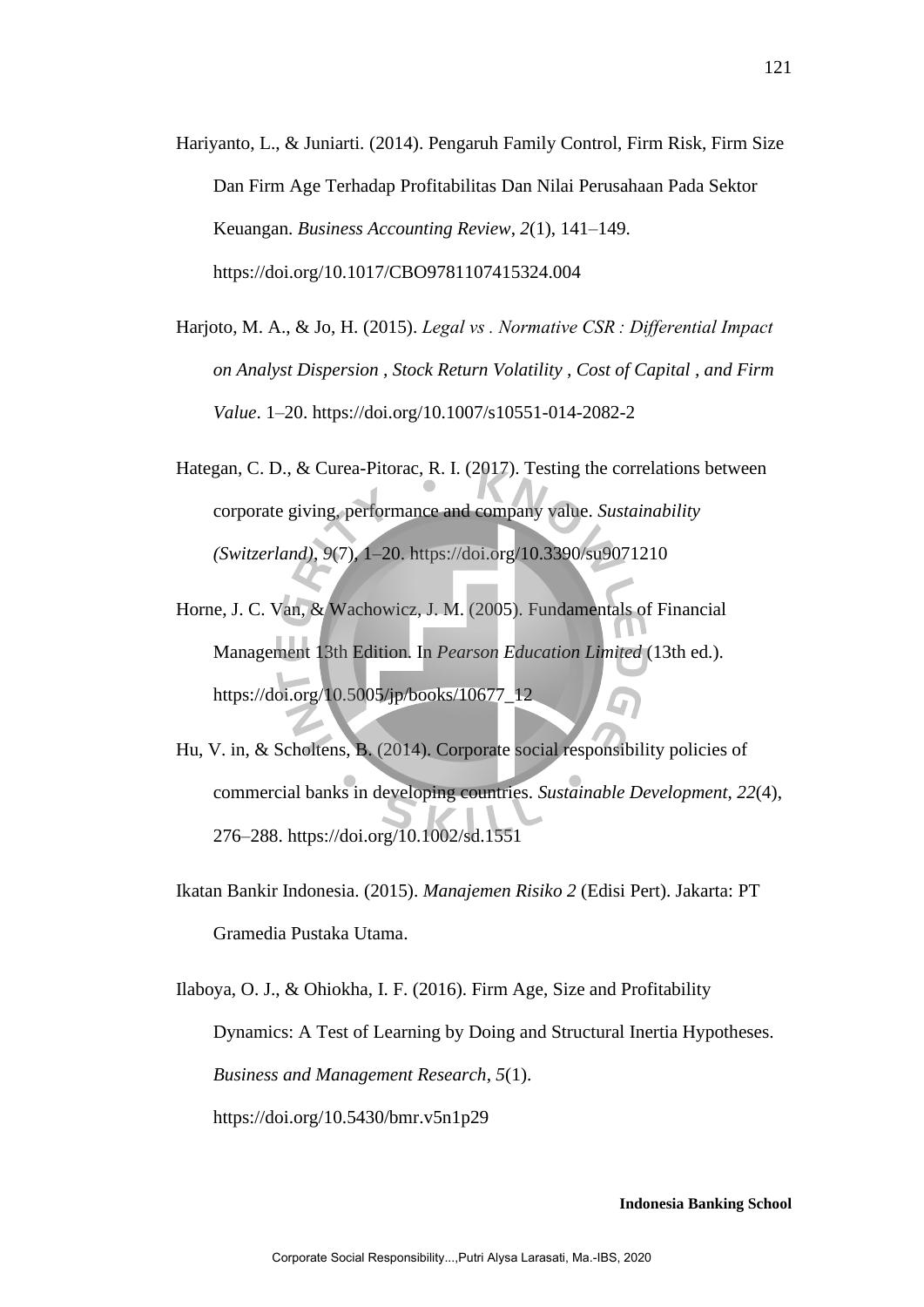Hariyanto, L., & Juniarti. (2014). Pengaruh Family Control, Firm Risk, Firm Size Dan Firm Age Terhadap Profitabilitas Dan Nilai Perusahaan Pada Sektor Keuangan. *Business Accounting Review*, *2*(1), 141–149. https://doi.org/10.1017/CBO9781107415324.004

Harjoto, M. A., & Jo, H. (2015). *Legal vs . Normative CSR : Differential Impact on Analyst Dispersion , Stock Return Volatility , Cost of Capital , and Firm Value*. 1–20. https://doi.org/10.1007/s10551-014-2082-2

Hategan, C. D., & Curea-Pitorac, R. I. (2017). Testing the correlations between corporate giving, performance and company value. *Sustainability (Switzerland)*, *9*(7), 1–20. https://doi.org/10.3390/su9071210

Horne, J. C. Van, & Wachowicz, J. M. (2005). Fundamentals of Financial Management 13th Edition. In *Pearson Education Limited* (13th ed.). https://doi.org/10.5005/jp/books/10677_12

Hu, V. in, & Scholtens, B. (2014). Corporate social responsibility policies of commercial banks in developing countries. *Sustainable Development*, *22*(4), 276–288. https://doi.org/10.1002/sd.1551

Ikatan Bankir Indonesia. (2015). *Manajemen Risiko 2* (Edisi Pert). Jakarta: PT Gramedia Pustaka Utama.

Ilaboya, O. J., & Ohiokha, I. F. (2016). Firm Age, Size and Profitability Dynamics: A Test of Learning by Doing and Structural Inertia Hypotheses. *Business and Management Research*, *5*(1). https://doi.org/10.5430/bmr.v5n1p29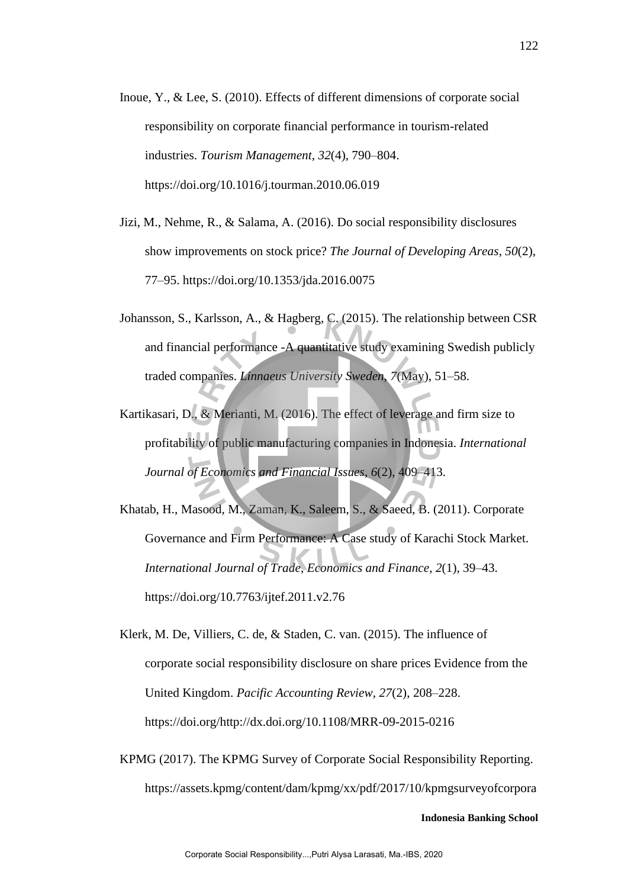Inoue, Y., & Lee, S. (2010). Effects of different dimensions of corporate social responsibility on corporate financial performance in tourism-related industries. *Tourism Management*, *32*(4), 790–804. https://doi.org/10.1016/j.tourman.2010.06.019

Jizi, M., Nehme, R., & Salama, A. (2016). Do social responsibility disclosures show improvements on stock price? *The Journal of Developing Areas*, *50*(2), 77–95. https://doi.org/10.1353/jda.2016.0075

Johansson, S., Karlsson, A., & Hagberg, C. (2015). The relationship between CSR and financial performance -A quantitative study examining Swedish publicly traded companies. *Linnaeus University Sweden*, *7*(May), 51–58.

Kartikasari, D., & Merianti, M. (2016). The effect of leverage and firm size to profitability of public manufacturing companies in Indonesia. *International Journal of Economics and Financial Issues*, *6*(2), 409–413.

Khatab, H., Masood, M., Zaman, K., Saleem, S., & Saeed, B. (2011). Corporate Governance and Firm Performance: A Case study of Karachi Stock Market. *International Journal of Trade, Economics and Finance*, *2*(1), 39–43. https://doi.org/10.7763/ijtef.2011.v2.76

Klerk, M. De, Villiers, C. de, & Staden, C. van. (2015). The influence of corporate social responsibility disclosure on share prices Evidence from the United Kingdom. *Pacific Accounting Review*, *27*(2), 208–228. https://doi.org/http://dx.doi.org/10.1108/MRR-09-2015-0216

KPMG (2017). The KPMG Survey of Corporate Social Responsibility Reporting. https://assets.kpmg/content/dam/kpmg/xx/pdf/2017/10/kpmgsurveyofcorpora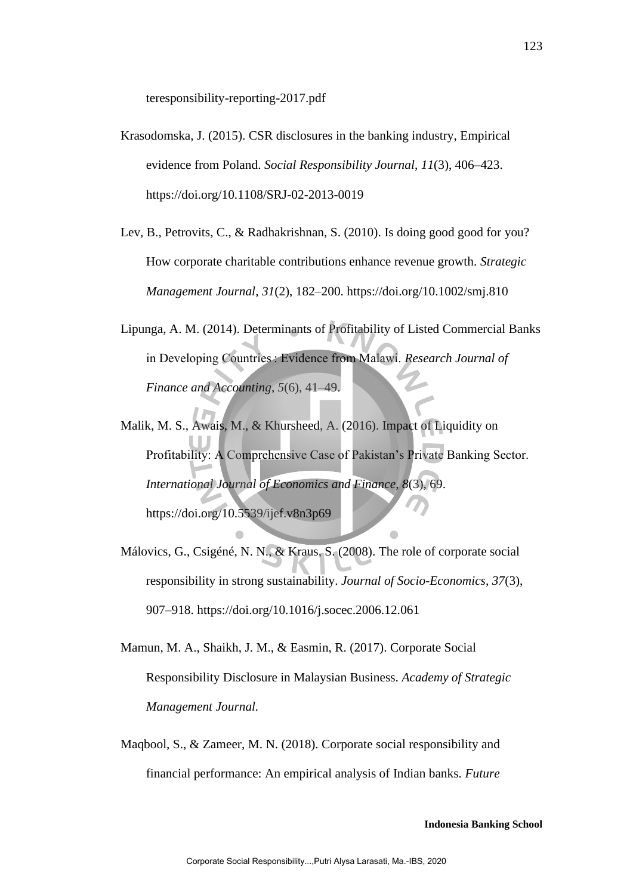teresponsibility-reporting-2017.pdf

Krasodomska, J. (2015). CSR disclosures in the banking industry, Empirical evidence from Poland. *Social Responsibility Journal*, *11*(3), 406–423. https://doi.org/10.1108/SRJ-02-2013-0019

Lev, B., Petrovits, C., & Radhakrishnan, S. (2010). Is doing good good for you? How corporate charitable contributions enhance revenue growth. *Strategic Management Journal*, *31*(2), 182–200. https://doi.org/10.1002/smj.810

Lipunga, A. M. (2014). Determinants of Profitability of Listed Commercial Banks in Developing Countries : Evidence from Malawi. *Research Journal of Finance and Accounting*, *5*(6), 41–49.

Malik, M. S., Awais, M., & Khursheed, A. (2016). Impact of Liquidity on Profitability: A Comprehensive Case of Pakistan's Private Banking Sector. *International Journal of Economics and Finance*, *8*(3), 69. https://doi.org/10.5539/ijef.v8n3p69

Málovics, G., Csigéné, N. N., & Kraus, S. (2008). The role of corporate social responsibility in strong sustainability. *Journal of Socio-Economics*, *37*(3), 907–918. https://doi.org/10.1016/j.socec.2006.12.061

Mamun, M. A., Shaikh, J. M., & Easmin, R. (2017). Corporate Social Responsibility Disclosure in Malaysian Business. *Academy of Strategic Management Journal*.

Maqbool, S., & Zameer, M. N. (2018). Corporate social responsibility and financial performance: An empirical analysis of Indian banks. *Future*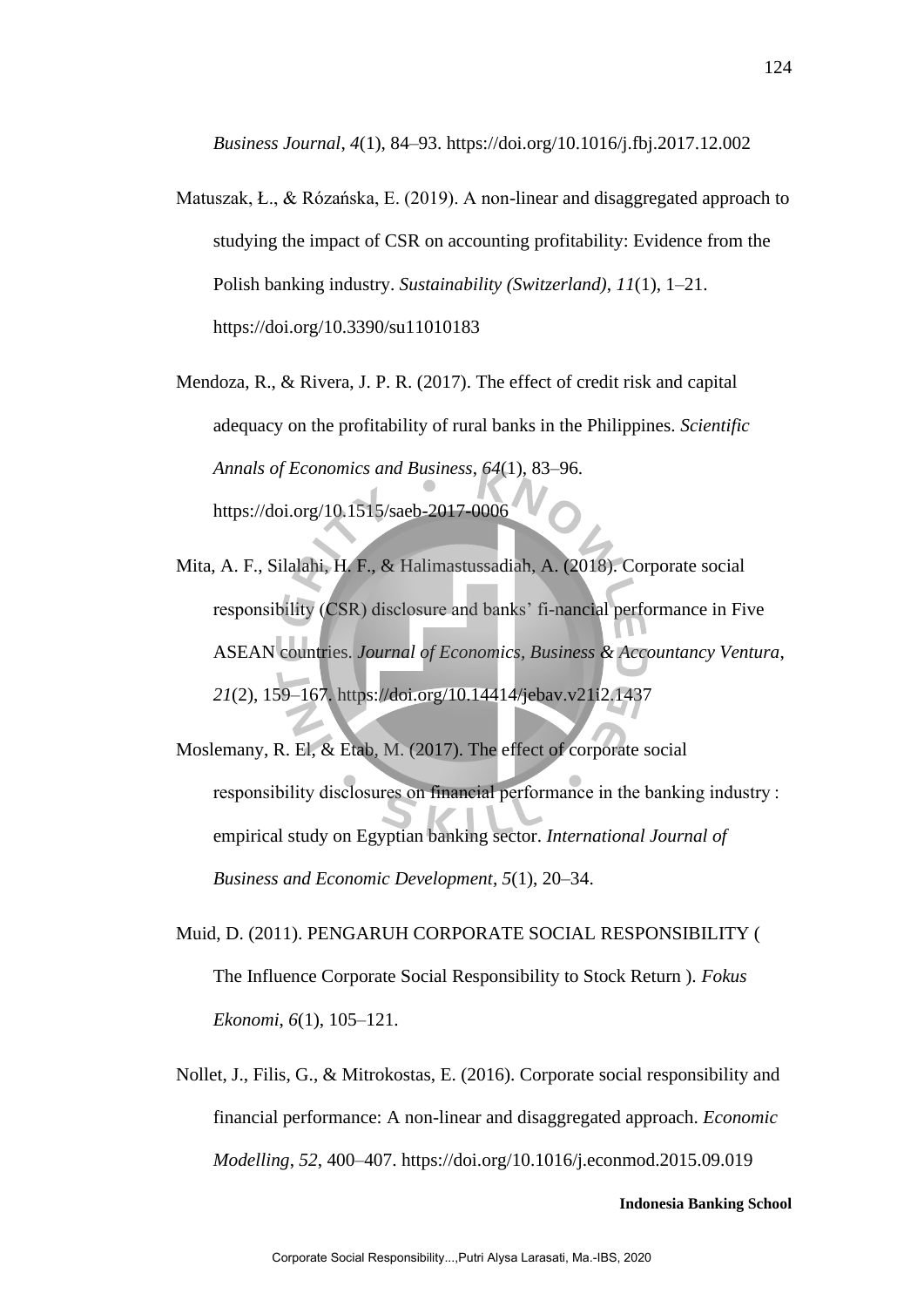*Business Journal*, *4*(1), 84–93. https://doi.org/10.1016/j.fbj.2017.12.002

Matuszak, Ł., & Różańska, E. (2019). A non-linear and disaggregated approach to studying the impact of CSR on accounting profitability: Evidence from the Polish banking industry. *Sustainability (Switzerland)*, *11*(1), 1–21. https://doi.org/10.3390/su11010183

Mendoza, R., & Rivera, J. P. R. (2017). The effect of credit risk and capital adequacy on the profitability of rural banks in the Philippines. *Scientific Annals of Economics and Business*, *64*(1), 83–96. https://doi.org/10.1515/saeb-2017-0006

Mita, A. F., Silalahi, H. F., & Halimastussadiah, A. (2018). Corporate social responsibility (CSR) disclosure and banks' fi-nancial performance in Five ASEAN countries. *Journal of Economics, Business & Accountancy Ventura*, *21*(2), 159–167. https://doi.org/10.14414/jebav.v21i2.1437

Moslemany, R. El, & Etab, M. (2017). The effect of corporate social responsibility disclosures on financial performance in the banking industry : empirical study on Egyptian banking sector. *International Journal of Business and Economic Development*, *5*(1), 20–34.

Muid, D. (2011). PENGARUH CORPORATE SOCIAL RESPONSIBILITY ( The Influence Corporate Social Responsibility to Stock Return ). *Fokus Ekonomi*, *6*(1), 105–121.

Nollet, J., Filis, G., & Mitrokostas, E. (2016). Corporate social responsibility and financial performance: A non-linear and disaggregated approach. *Economic Modelling*, *52*, 400–407. https://doi.org/10.1016/j.econmod.2015.09.019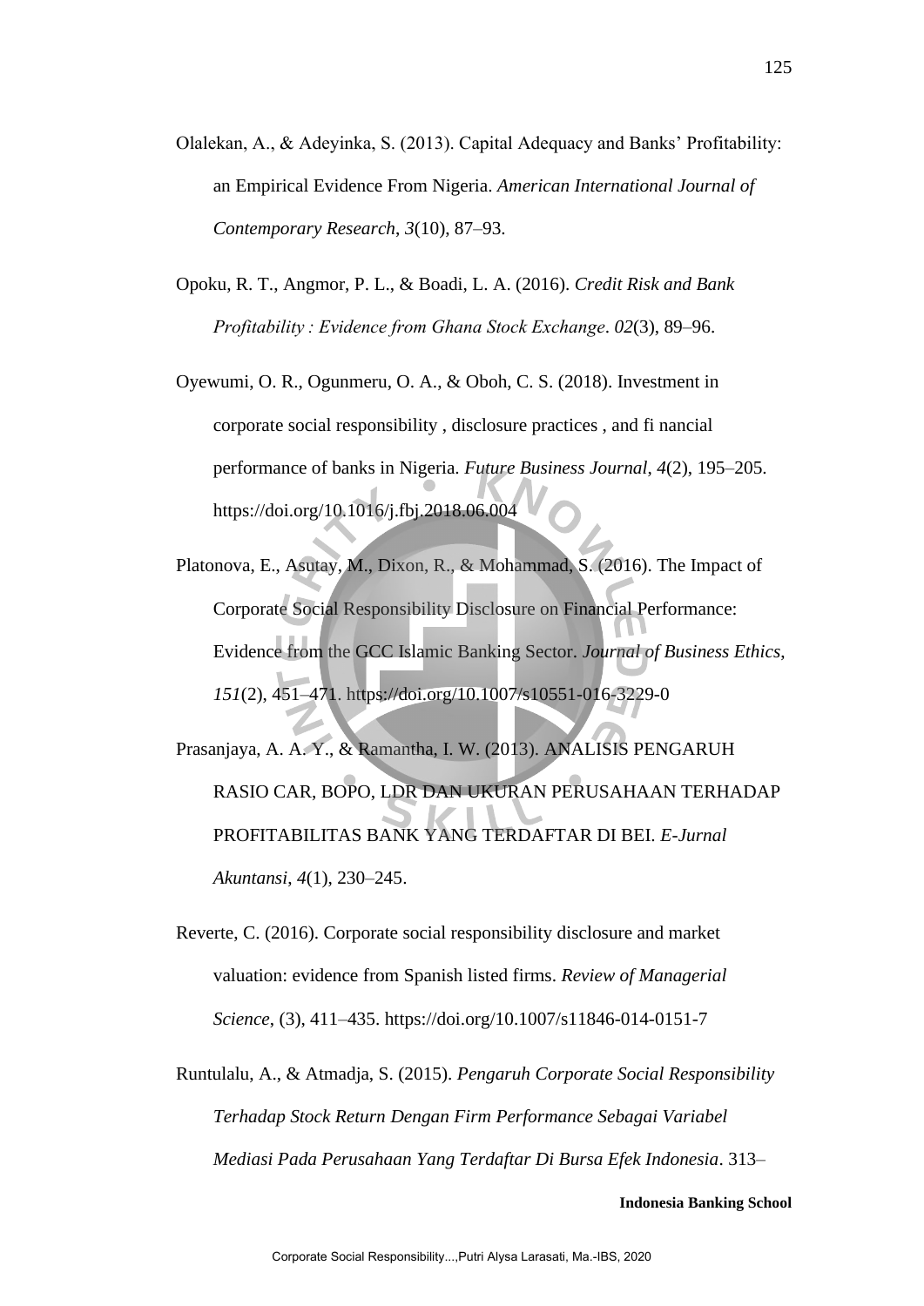Olalekan, A., & Adeyinka, S. (2013). Capital Adequacy and Banks' Profitability: an Empirical Evidence From Nigeria. *American International Journal of Contemporary Research*, *3*(10), 87–93.

Opoku, R. T., Angmor, P. L., & Boadi, L. A. (2016). *Credit Risk and Bank Profitability : Evidence from Ghana Stock Exchange*. *02*(3), 89–96.

Oyewumi, O. R., Ogunmeru, O. A., & Oboh, C. S. (2018). Investment in corporate social responsibility , disclosure practices , and fi nancial performance of banks in Nigeria. *Future Business Journal*, *4*(2), 195–205. https://doi.org/10.1016/j.fbj.2018.06.004

Platonova, E., Asutay, M., Dixon, R., & Mohammad, S. (2016). The Impact of Corporate Social Responsibility Disclosure on Financial Performance: Evidence from the GCC Islamic Banking Sector. *Journal of Business Ethics*, *151*(2), 451–471. https://doi.org/10.1007/s10551-016-3229-0

Prasanjaya, A. A. Y., & Ramantha, I. W. (2013). ANALISIS PENGARUH RASIO CAR, BOPO, LDR DAN UKURAN PERUSAHAAN TERHADAP PROFITABILITAS BANK YANG TERDAFTAR DI BEI. *E-Jurnal Akuntansi*, *4*(1), 230–245.

Reverte, C. (2016). Corporate social responsibility disclosure and market valuation: evidence from Spanish listed firms. *Review of Managerial Science*, (3), 411–435. https://doi.org/10.1007/s11846-014-0151-7

Runtulalu, A., & Atmadja, S. (2015). *Pengaruh Corporate Social Responsibility Terhadap Stock Return Dengan Firm Performance Sebagai Variabel Mediasi Pada Perusahaan Yang Terdaftar Di Bursa Efek Indonesia*. 313–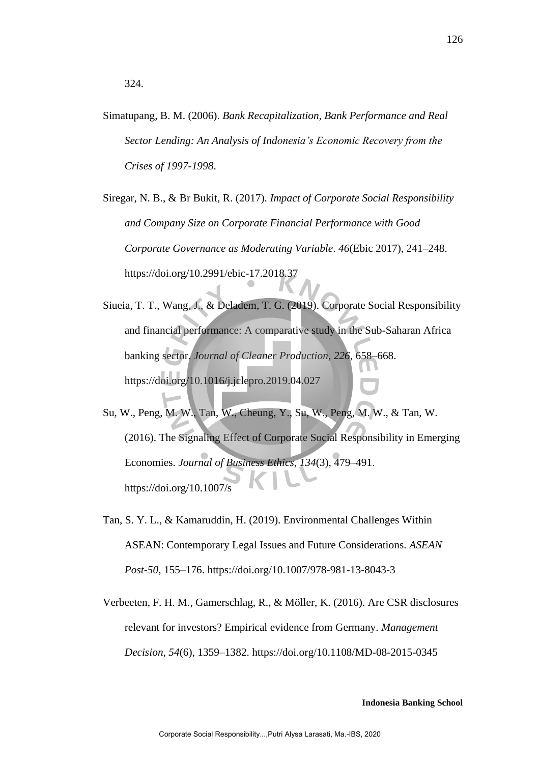324.

Simatupang, B. M. (2006). *Bank Recapitalization, Bank Performance and Real Sector Lending: An Analysis of Indonesia's Economic Recovery from the Crises of 1997-1998*.

Siregar, N. B., & Br Bukit, R. (2017). *Impact of Corporate Social Responsibility and Company Size on Corporate Financial Performance with Good Corporate Governance as Moderating Variable*. *46*(Ebic 2017), 241–248. https://doi.org/10.2991/ebic-17.2018.37

Siueia, T. T., Wang, J., & Deladem, T. G. (2019). Corporate Social Responsibility and financial performance: A comparative study in the Sub-Saharan Africa banking sector. *Journal of Cleaner Production*, *226*, 658–668. https://doi.org/10.1016/j.jclepro.2019.04.027

Su, W., Peng, M. W., Tan, W., Cheung, Y., Su, W., Peng, M. W., & Tan, W. (2016). The Signaling Effect of Corporate Social Responsibility in Emerging Economies. *Journal of Business Ethics*, *134*(3), 479–491. https://doi.org/10.1007/s

Tan, S. Y. L., & Kamaruddin, H. (2019). Environmental Challenges Within ASEAN: Contemporary Legal Issues and Future Considerations. *ASEAN Post-50*, 155–176. https://doi.org/10.1007/978-981-13-8043-3

Verbeeten, F. H. M., Gamerschlag, R., & Möller, K. (2016). Are CSR disclosures relevant for investors? Empirical evidence from Germany. *Management Decision*, *54*(6), 1359–1382. https://doi.org/10.1108/MD-08-2015-0345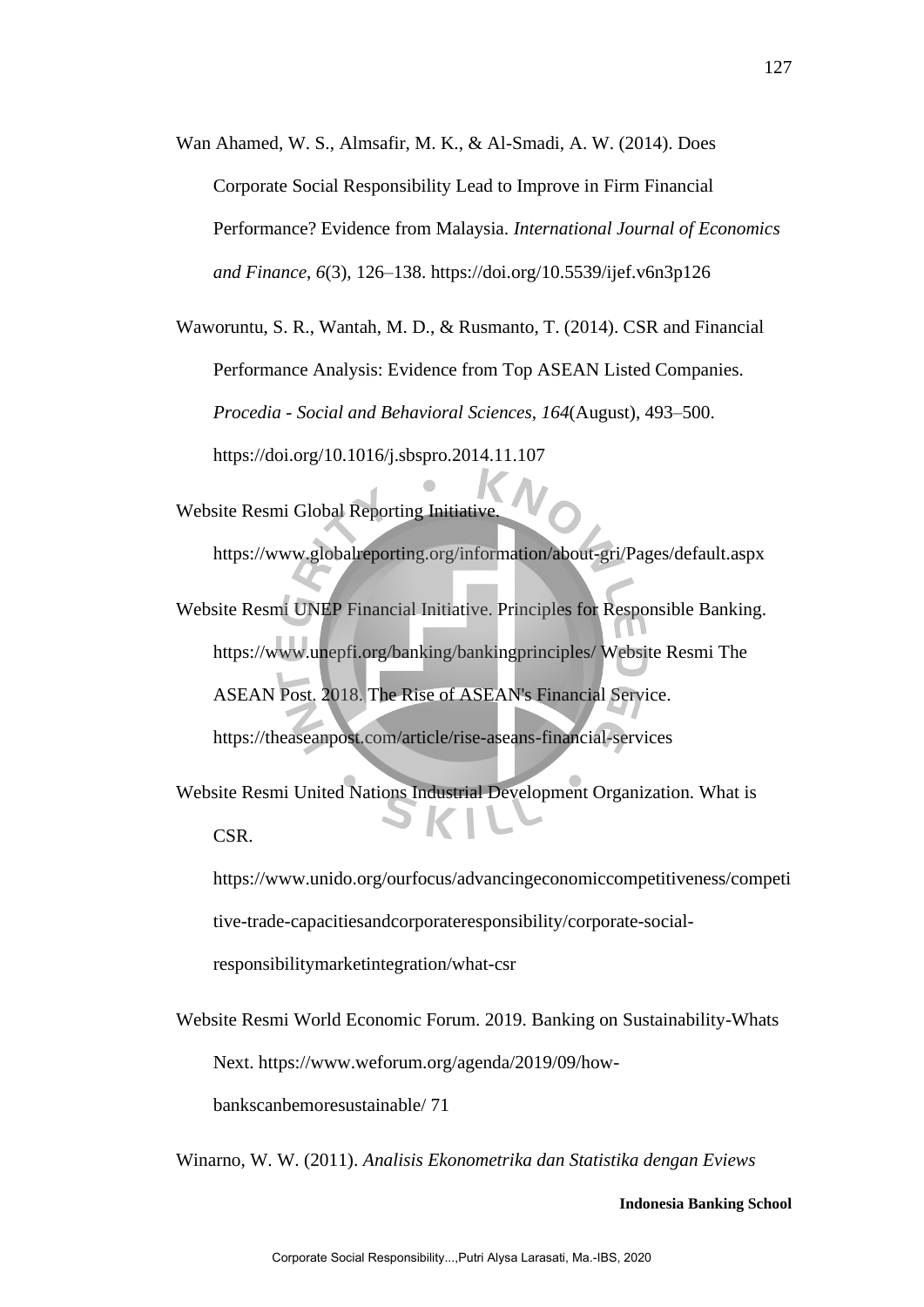Wan Ahamed, W. S., Almsafir, M. K., & Al-Smadi, A. W. (2014). Does Corporate Social Responsibility Lead to Improve in Firm Financial Performance? Evidence from Malaysia. *International Journal of Economics and Finance*, *6*(3), 126–138. https://doi.org/10.5539/ijef.v6n3p126

Waworuntu, S. R., Wantah, M. D., & Rusmanto, T. (2014). CSR and Financial Performance Analysis: Evidence from Top ASEAN Listed Companies. *Procedia - Social and Behavioral Sciences*, *164*(August), 493–500. https://doi.org/10.1016/j.sbspro.2014.11.107

Website Resmi Global Reporting Initiative. https://www.globalreporting.org/information/about-gri/Pages/default.aspx

Website Resmi UNEP Financial Initiative. Principles for Responsible Banking. https://www.unepfi.org/banking/bankingprinciples/ Website Resmi The ASEAN Post. 2018. The Rise of ASEAN's Financial Service. https://theaseanpost.com/article/rise-aseans-financial-services

Website Resmi United Nations Industrial Development Organization. What is CSR. https://www.unido.org/ourfocus/advancingeconomiccompetitiveness/competitive-trade-capacitiesandcorporateresponsibility/corporate-social-responsibilitymarketintegration/what-csr

Website Resmi World Economic Forum. 2019. Banking on Sustainability-Whats Next. https://www.weforum.org/agenda/2019/09/how-bankscanbemoresustainable/ 71

Winarno, W. W. (2011). *Analisis Ekonometrika dan Statistika dengan Eviews*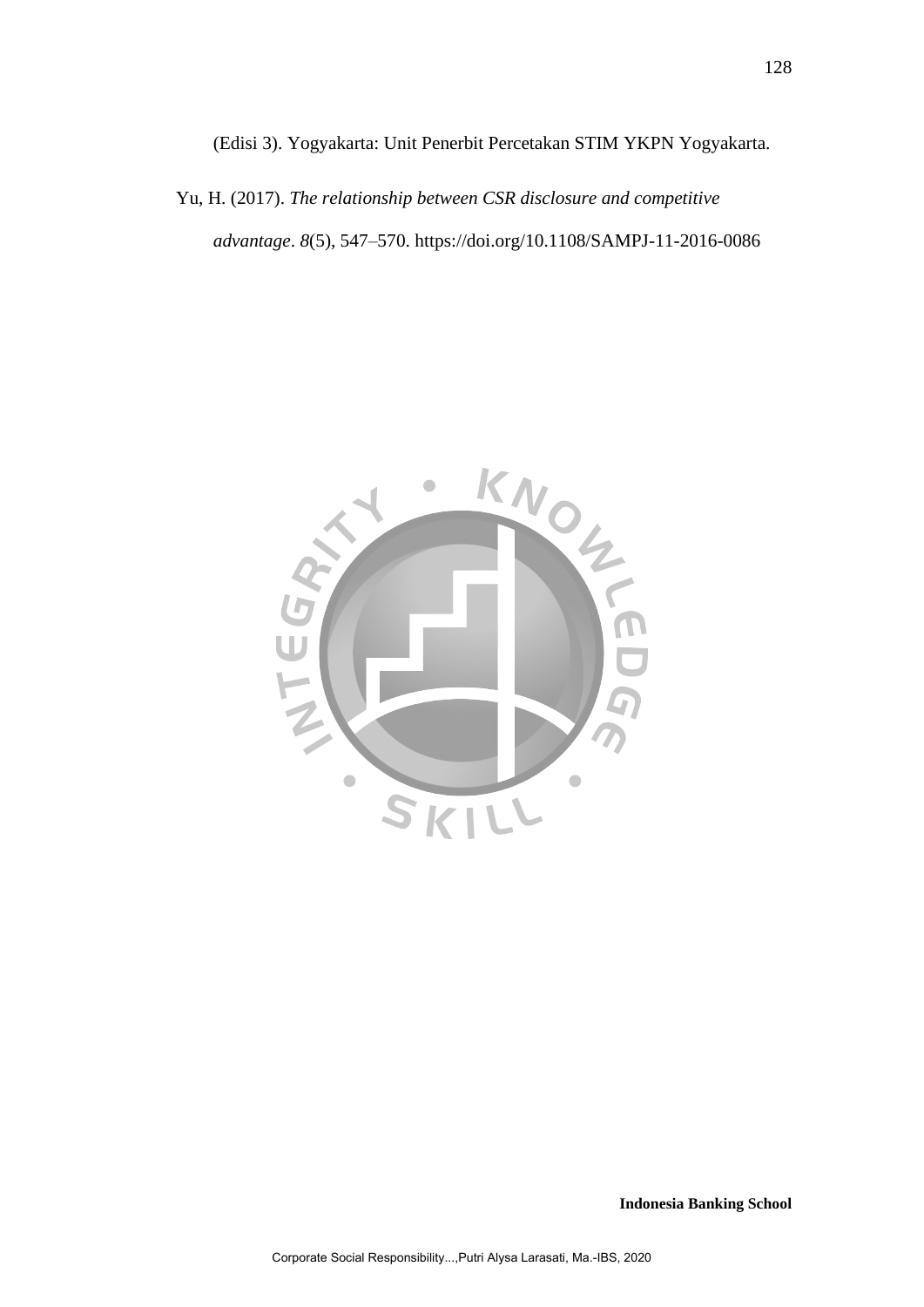(Edisi 3). Yogyakarta: Unit Penerbit Percetakan STIM YKPN Yogyakarta.

Yu, H. (2017). *The relationship between CSR disclosure and competitive advantage*. *8*(5), 547–570. https://doi.org/10.1108/SAMPJ-11-2016-0086